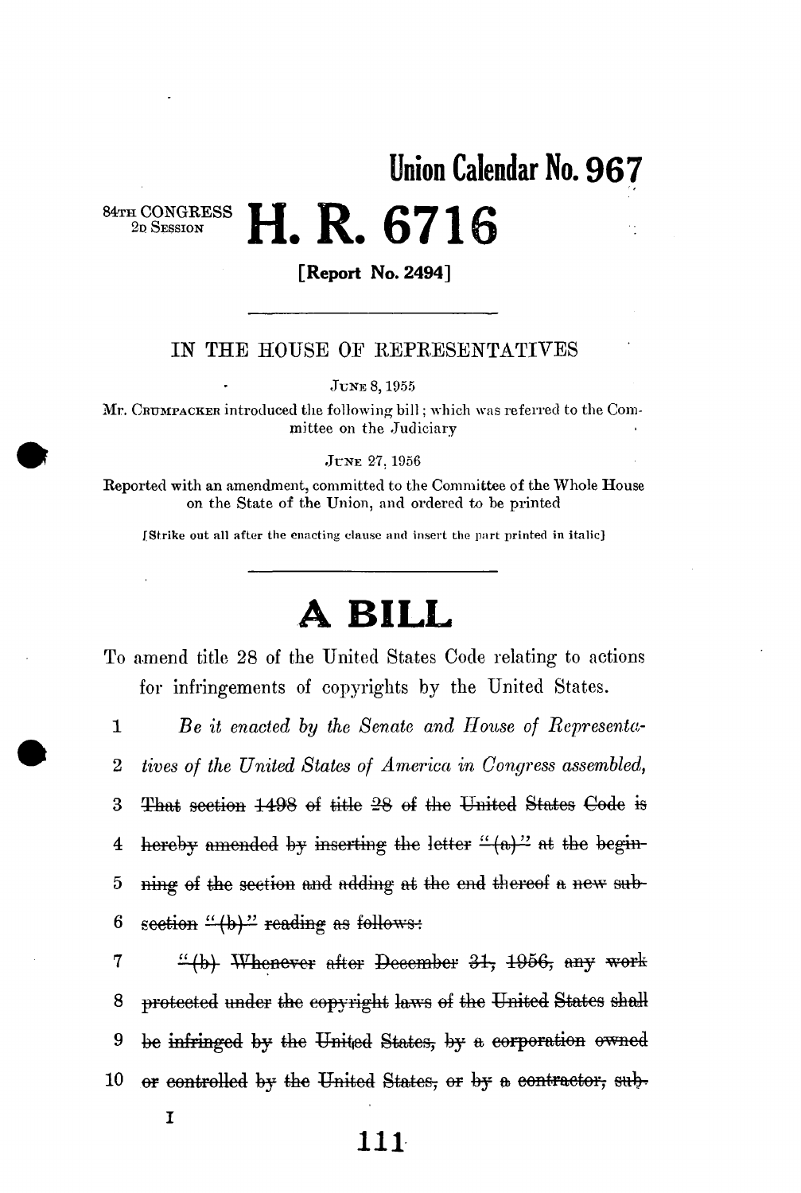# Union Calendar No. 967

84TH CONGRESS
2D SESSION

# H. R. 6716

**[Report No. 2494]**

---

IN THE HOUSE OF REPRESENTATIVES

JUNE 8, 1955

Mr. CRUMPACKER introduced the following bill; which was referred to the Committee on the Judiciary

JUNE 27, 1956

Reported with an amendment, committed to the Committee of the Whole House on the State of the Union, and ordered to be printed

[Strike out all after the enacting clause and insert the part printed in italic]

---

# A BILL

To amend title 28 of the United States Code relating to actions for infringements of copyrights by the United States.

1 *Be it enacted by the Senate and House of Representa-*

2 *tives of the United States of America in Congress assembled,*

3 ~~That section 1498 of title 28 of the United States Code is~~

4 ~~hereby amended by inserting the letter "(a)" at the begin-~~

5 ~~ning of the section and adding at the end thereof a new sub-~~

6 ~~section "(b)" reading as follows:~~

7 ~~"(b) Whenever after December 31, 1956, any work~~

8 ~~protected under the copyright laws of the United States shall~~

9 ~~be infringed by the United States, by a corporation owned~~

10 ~~or controlled by the United States, or by a contractor, sub-~~

I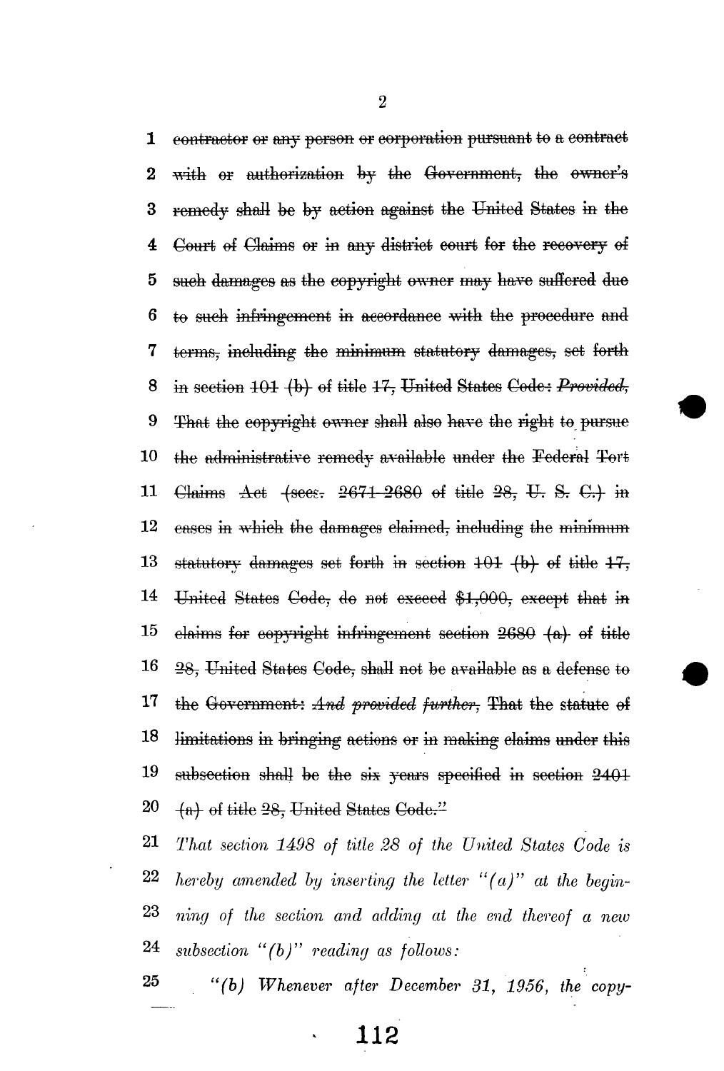~~contractor or any person or corporation pursuant to a contract with or authorization by the Government, the owner's remedy shall be by action against the United States in the Court of Claims or in any district court for the recovery of such damages as the copyright owner may have suffered due to such infringement in accordance with the procedure and terms, including the minimum statutory damages, set forth in section 101 (b) of title 17, United States Code:~~ ~~*Provided,*~~ ~~That the copyright owner shall also have the right to pursue the administrative remedy available under the Federal Tort Claims Act (secs. 2671-2680 of title 28, U. S. C.) in cases in which the damages claimed, including the minimum statutory damages set forth in section 101 (b) of title 17, United States Code, do not exceed $1,000, except that in claims for copyright infringement section 2680 (a) of title 28, United States Code, shall not be available as a defense to the Government:~~ ~~*And provided further,*~~ ~~That the statute of limitations in bringing actions or in making claims under this subsection shall be the six years specified in section 2401 (a) of title 28, United States Code."~~

*That section 1498 of title 28 of the United States Code is hereby amended by inserting the letter "(a)" at the beginning of the section and adding at the end thereof a new subsection "(b)" reading as follows:*

*"(b) Whenever after December 31, 1956, the copy-*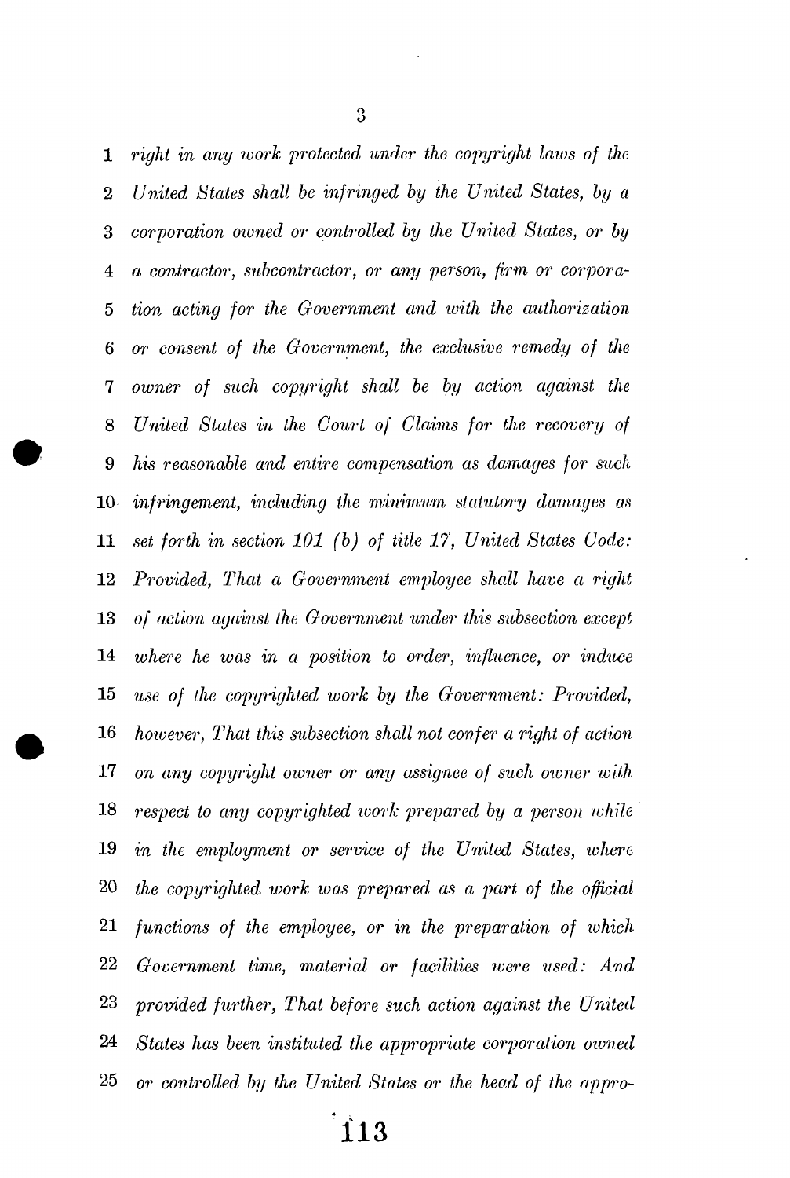*right in any work protected under the copyright laws of the United States shall be infringed by the United States, by a corporation owned or controlled by the United States, or by a contractor, subcontractor, or any person, firm or corporation acting for the Government and with the authorization or consent of the Government, the exclusive remedy of the owner of such copyright shall be by action against the United States in the Court of Claims for the recovery of his reasonable and entire compensation as damages for such infringement, including the minimum statutory damages as set forth in section 101 (b) of title 17, United States Code: Provided, That a Government employee shall have a right of action against the Government under this subsection except where he was in a position to order, influence, or induce use of the copyrighted work by the Government: Provided, however, That this subsection shall not confer a right of action on any copyright owner or any assignee of such owner with respect to any copyrighted work prepared by a person while in the employment or service of the United States, where the copyrighted work was prepared as a part of the official functions of the employee, or in the preparation of which Government time, material or facilities were used: And provided further, That before such action against the United States has been instituted the appropriate corporation owned or controlled by the United States or the head of the appro-*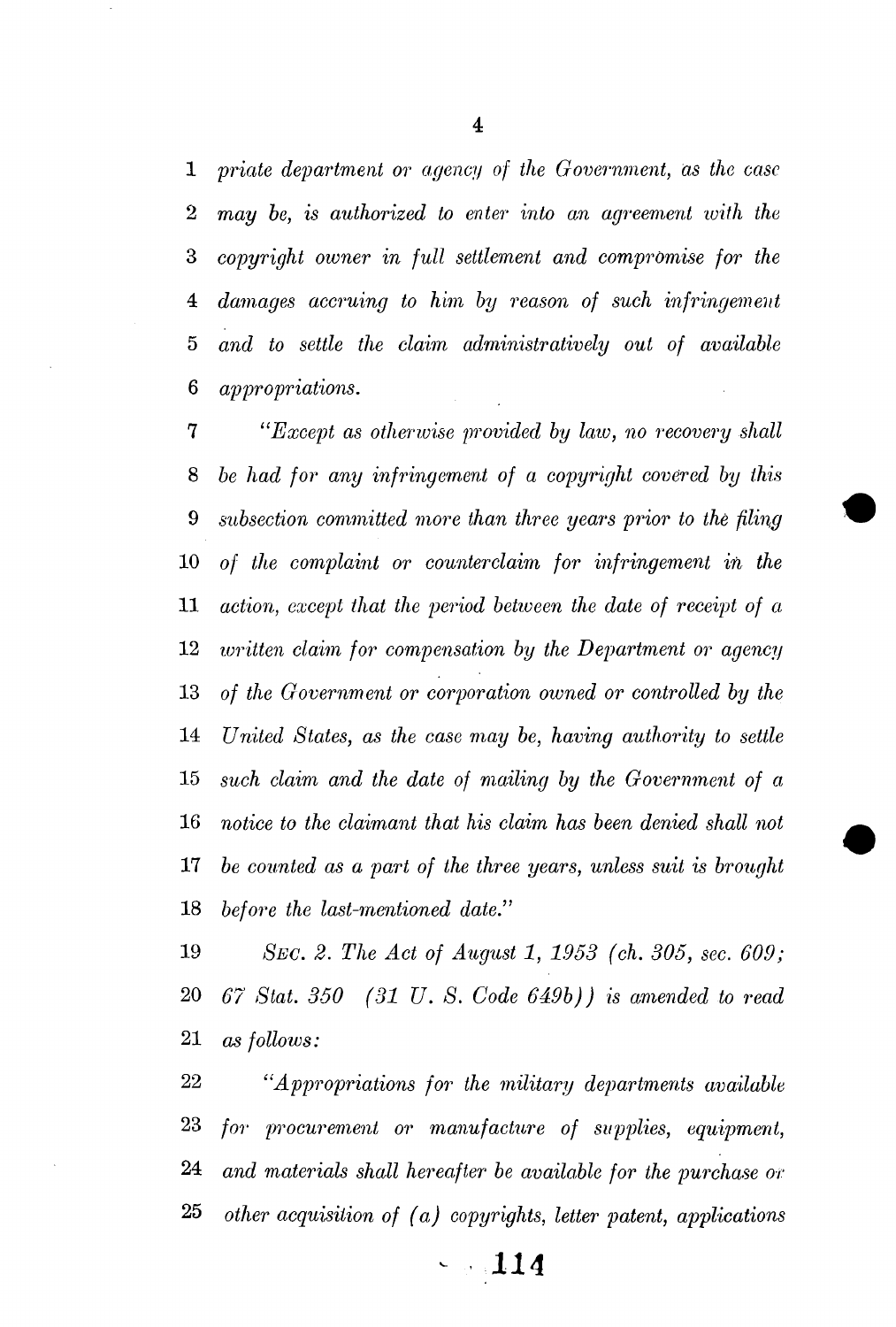*priate department or agency of the Government, as the case may be, is authorized to enter into an agreement with the copyright owner in full settlement and compromise for the damages accruing to him by reason of such infringement and to settle the claim administratively out of available appropriations.*

*"Except as otherwise provided by law, no recovery shall be had for any infringement of a copyright covered by this subsection committed more than three years prior to the filing of the complaint or counterclaim for infringement in the action, except that the period between the date of receipt of a written claim for compensation by the Department or agency of the Government or corporation owned or controlled by the United States, as the case may be, having authority to settle such claim and the date of mailing by the Government of a notice to the claimant that his claim has been denied shall not be counted as a part of the three years, unless suit is brought before the last-mentioned date."*

*SEC. 2. The Act of August 1, 1953 (ch. 305, sec. 609; 67 Stat. 350 (31 U. S. Code 649b)) is amended to read as follows:*

*"Appropriations for the military departments available for procurement or manufacture of supplies, equipment, and materials shall hereafter be available for the purchase or other acquisition of (a) copyrights, letter patent, applications*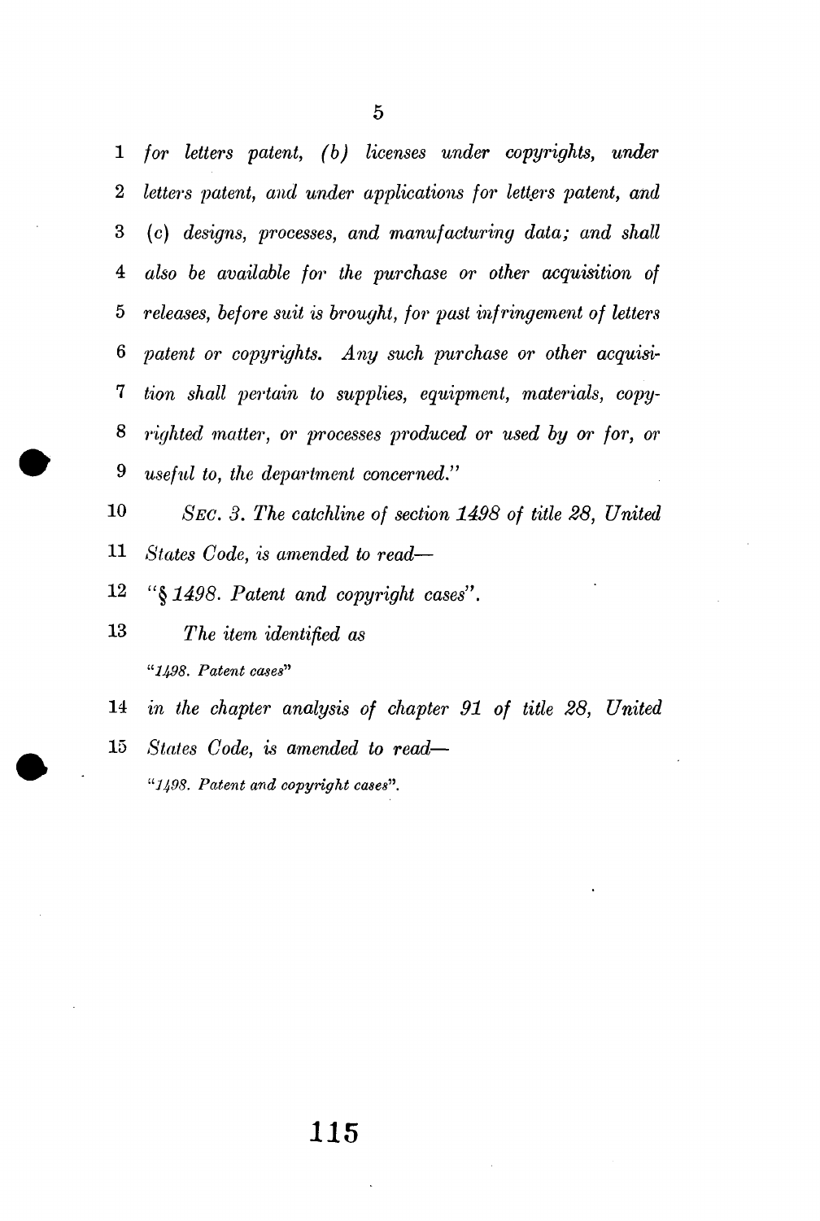*for letters patent, (b) licenses under copyrights, under letters patent, and under applications for letters patent, and (c) designs, processes, and manufacturing data; and shall also be available for the purchase or other acquisition of releases, before suit is brought, for past infringement of letters patent or copyrights. Any such purchase or other acquisition shall pertain to supplies, equipment, materials, copyrighted matter, or processes produced or used by or for, or useful to, the department concerned."*

*SEC. 3. The catchline of section 1498 of title 28, United States Code, is amended to read—*

*"§ 1498. Patent and copyright cases".*

*The item identified as*

*"1498. Patent cases"*

*in the chapter analysis of chapter 91 of title 28, United States Code, is amended to read—*

*"1498. Patent and copyright cases".*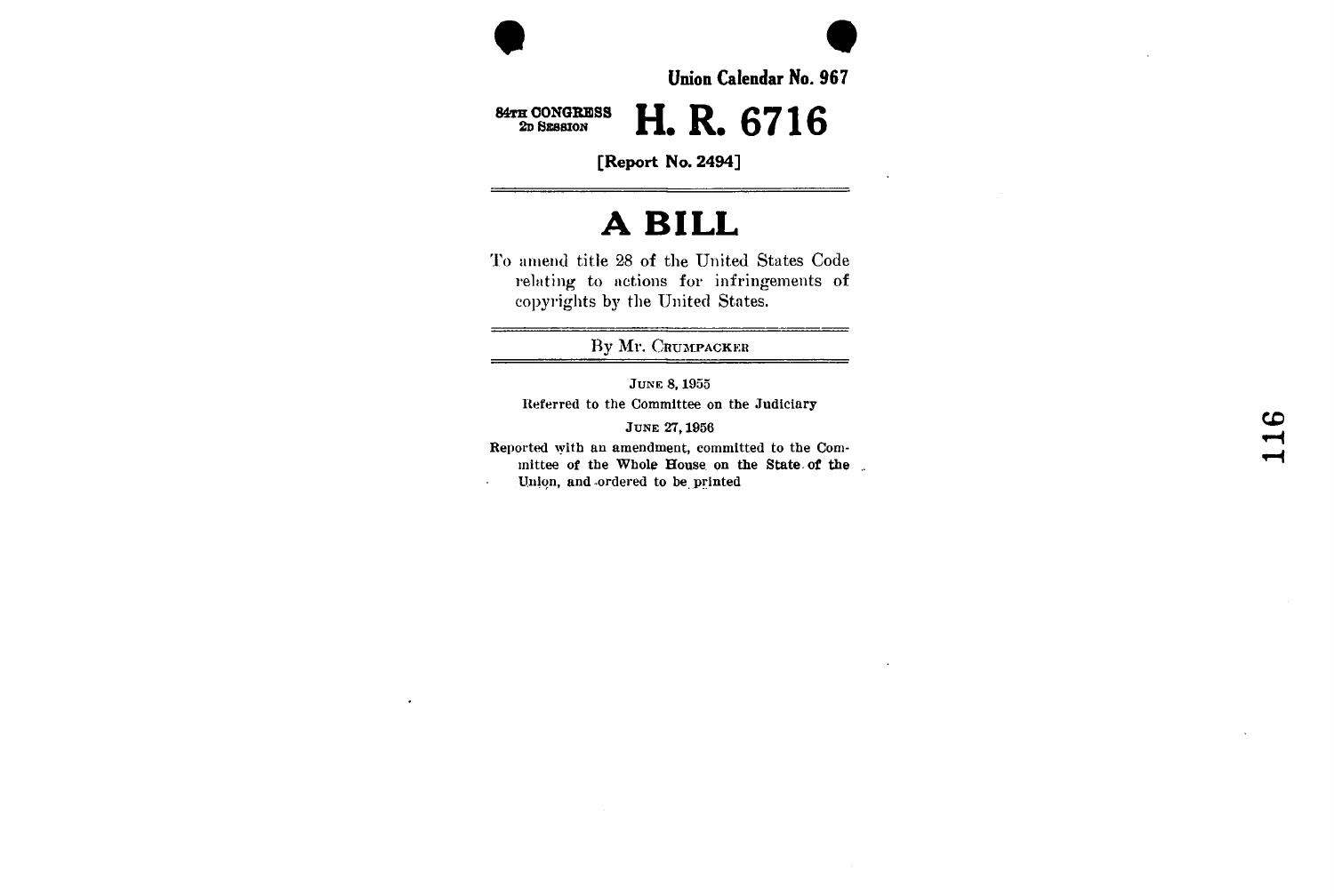Union Calendar No. 967

84TH CONGRESS
2D SESSION

# H. R. 6716

[Report No. 2494]

# A BILL

To amend title 28 of the United States Code relating to actions for infringements of copyrights by the United States.

By Mr. CRUMPACKER

JUNE 8, 1955

Referred to the Committee on the Judiciary

JUNE 27, 1956

Reported with an amendment, committed to the Committee of the Whole House on the State of the Union, and ordered to be printed